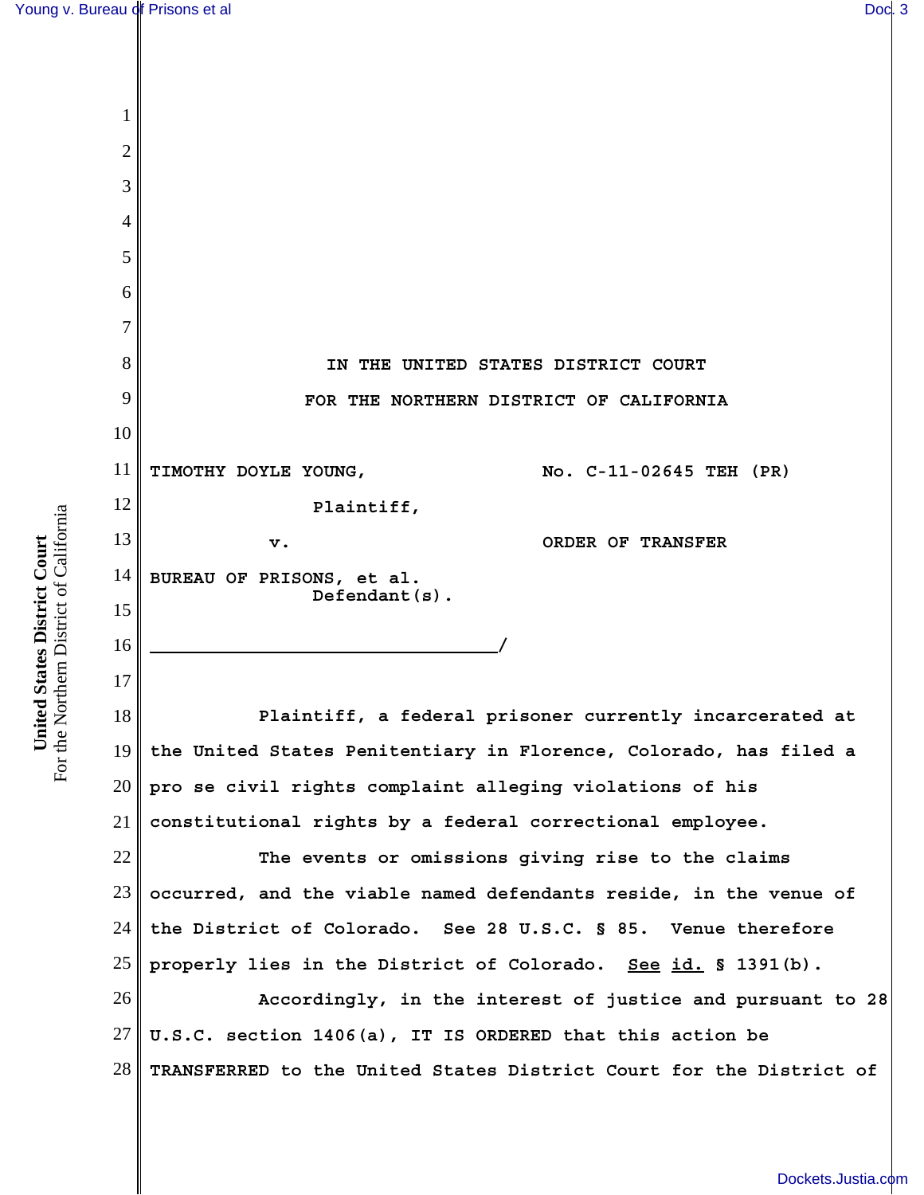IN THE UNITED STATES DISTRICT COURT

FOR THE NORTHERN DISTRICT OF CALIFORNIA

TIMOTHY DOYLE YOUNG,
Plaintiff,

v.

BUREAU OF PRISONS, et al.
Defendant(s).

No. C-11-02645 TEH (PR)

ORDER OF TRANSFER

Plaintiff, a federal prisoner currently incarcerated at the United States Penitentiary in Florence, Colorado, has filed a pro se civil rights complaint alleging violations of his constitutional rights by a federal correctional employee.

The events or omissions giving rise to the claims occurred, and the viable named defendants reside, in the venue of the District of Colorado. See 28 U.S.C. § 85. Venue therefore properly lies in the District of Colorado. See id. § 1391(b).

Accordingly, in the interest of justice and pursuant to 28 U.S.C. section 1406(a), IT IS ORDERED that this action be TRANSFERRED to the United States District Court for the District of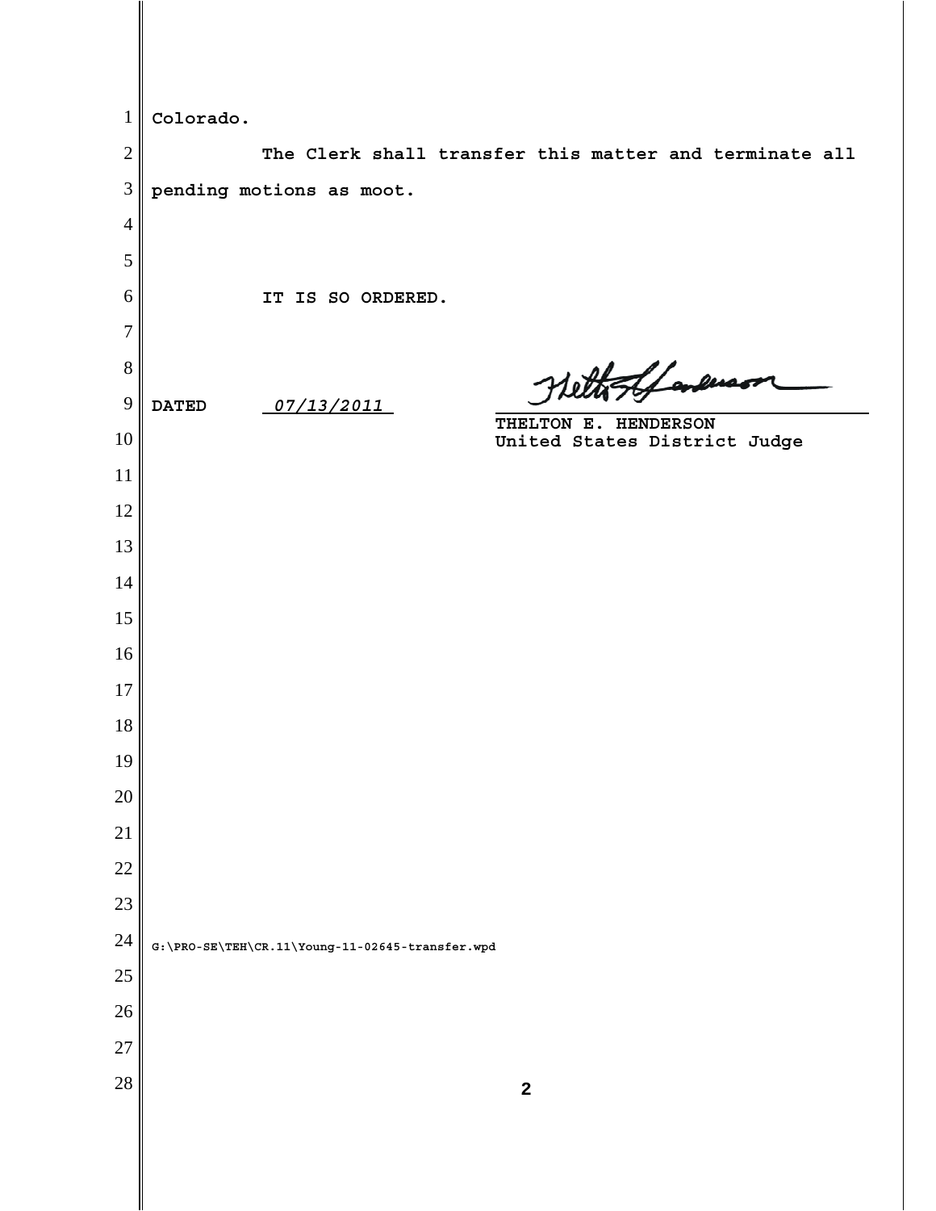Colorado.

The Clerk shall transfer this matter and terminate all pending motions as moot.

IT IS SO ORDERED.

DATED *07/13/2011*

THELTON E. HENDERSON
United States District Judge

G:\PRO-SE\TEH\CR.11\Young-11-02645-transfer.wpd